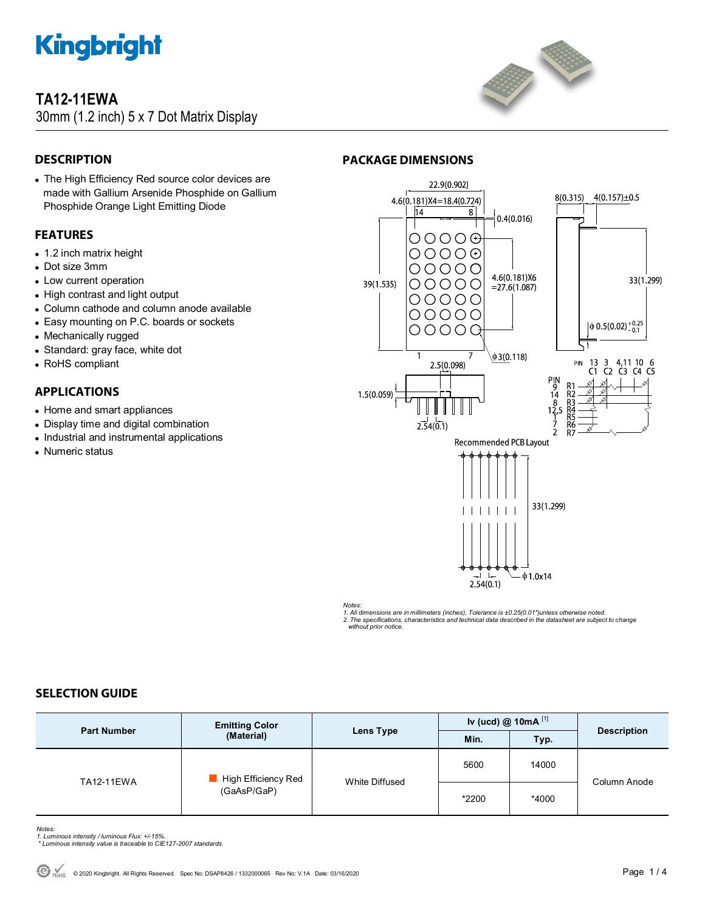# TA12-11EWA

30mm (1.2 inch) 5 x 7 Dot Matrix Display

## DESCRIPTION

- The High Efficiency Red source color devices are made with Gallium Arsenide Phosphide on Gallium Phosphide Orange Light Emitting Diode

## FEATURES

- 1.2 inch matrix height
- Dot size 3mm
- Low current operation
- High contrast and light output
- Column cathode and column anode available
- Easy mounting on P.C. boards or sockets
- Mechanically rugged
- Standard: gray face, white dot
- RoHS compliant

## APPLICATIONS

- Home and smart appliances
- Display time and digital combination
- Industrial and instrumental applications
- Numeric status

## PACKAGE DIMENSIONS

Recommended PCB Layout

*Notes:*
*1. All dimensions are in millimeters (inches), Tolerance is ±0.25(0.01")unless otherwise noted.*
*2. The specifications, characteristics and technical data described in the datasheet are subject to change without prior notice.*

## SELECTION GUIDE

| Part Number | Emitting Color (Material) | Lens Type | Iv (ucd) @ 10mA [1] | | Description |
|---|---|---|---|---|---|
| | | | Min. | Typ. | |
| TA12-11EWA | High Efficiency Red (GaAsP/GaP) | White Diffused | 5600 | 14000 | Column Anode |
| | | | *2200 | *4000 | |

*Notes:*
*1. Luminous intensity / luminous Flux: +/-15%.*
*\* Luminous intensity value is traceable to CIE127-2007 standards.*

© 2020 Kingbright. All Rights Reserved. Spec No: DSAP8426 / 1332000065 Rev No: V.1A Date: 03/16/2020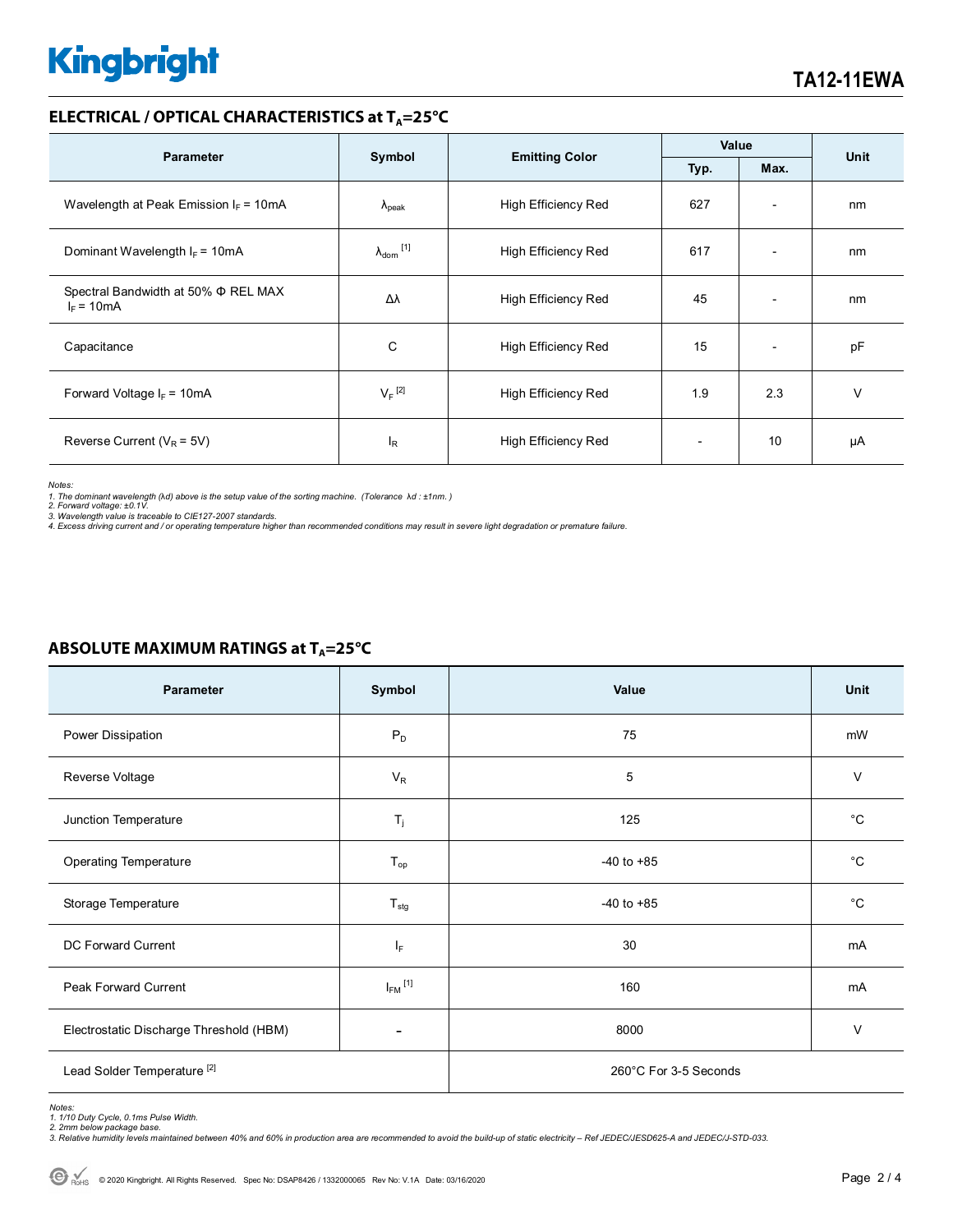## ELECTRICAL / OPTICAL CHARACTERISTICS at $T_A$=25°C

| Parameter | Symbol | Emitting Color | Value | | Unit |
|---|---|---|---|---|---|
| | | | Typ. | Max. | |
| Wavelength at Peak Emission $I_F$ = 10mA | $\lambda_{peak}$ | High Efficiency Red | 627 | - | nm |
| Dominant Wavelength $I_F$ = 10mA | $\lambda_{dom}$ [1] | High Efficiency Red | 617 | - | nm |
| Spectral Bandwidth at 50% Φ REL MAX $I_F$ = 10mA | Δλ | High Efficiency Red | 45 | - | nm |
| Capacitance | C | High Efficiency Red | 15 | - | pF |
| Forward Voltage $I_F$ = 10mA | $V_F$ [2] | High Efficiency Red | 1.9 | 2.3 | V |
| Reverse Current ($V_R$ = 5V) | $I_R$ | High Efficiency Red | - | 10 | μA |

*Notes:*
*1. The dominant wavelength (λd) above is the setup value of the sorting machine. (Tolerance λd : ±1nm. )*
*2. Forward voltage: ±0.1V.*
*3. Wavelength value is traceable to CIE127-2007 standards.*
*4. Excess driving current and / or operating temperature higher than recommended conditions may result in severe light degradation or premature failure.*

## ABSOLUTE MAXIMUM RATINGS at $T_A$=25°C

| Parameter | Symbol | Value | Unit |
|---|---|---|---|
| Power Dissipation | $P_D$ | 75 | mW |
| Reverse Voltage | $V_R$ | 5 | V |
| Junction Temperature | $T_j$ | 125 | °C |
| Operating Temperature | $T_{op}$ | -40 to +85 | °C |
| Storage Temperature | $T_{stg}$ | -40 to +85 | °C |
| DC Forward Current | $I_F$ | 30 | mA |
| Peak Forward Current | $I_{FM}$ [1] | 160 | mA |
| Electrostatic Discharge Threshold (HBM) | - | 8000 | V |
| Lead Solder Temperature [2] | | 260°C For 3-5 Seconds | |

*Notes:*
*1. 1/10 Duty Cycle, 0.1ms Pulse Width.*
*2. 2mm below package base.*
*3. Relative humidity levels maintained between 40% and 60% in production area are recommended to avoid the build-up of static electricity – Ref JEDEC/JESD625-A and JEDEC/J-STD-033.*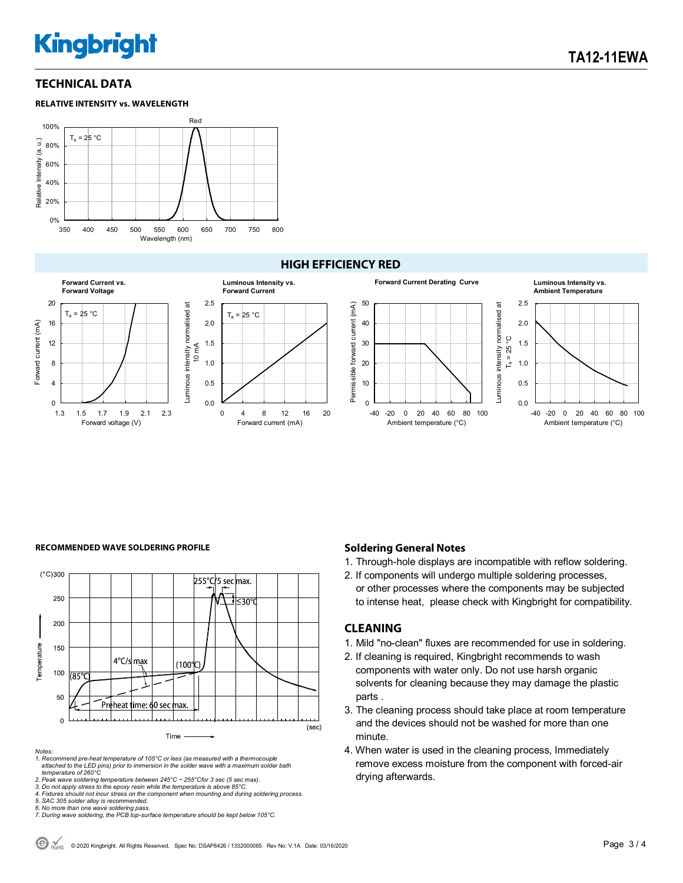## TECHNICAL DATA

### RELATIVE INTENSITY vs. WAVELENGTH

### HIGH EFFICIENCY RED

### RECOMMENDED WAVE SOLDERING PROFILE

Notes:
1. Recommend pre-heat temperature of 105°C or less (as measured with a thermocouple attached to the LED pins) prior to immersion in the solder wave with a maximum solder bath temperature of 260°C
2. Peak wave soldering temperature between 245°C ~ 255°Cfor 3 sec (5 sec max).
3. Do not apply stress to the epoxy resin while the temperature is above 85°C.
4. Fixtures should not incur stress on the component when mounting and during soldering process.
5. SAC 305 solder alloy is recommended.
6. No more than one wave soldering pass.
7. During wave soldering, the PCB top-surface temperature should be kept below 105°C.

### Soldering General Notes

1. Through-hole displays are incompatible with reflow soldering.
2. If components will undergo multiple soldering processes, or other processes where the components may be subjected to intense heat, please check with Kingbright for compatibility.

### CLEANING

1. Mild "no-clean" fluxes are recommended for use in soldering.
2. If cleaning is required, Kingbright recommends to wash components with water only. Do not use harsh organic solvents for cleaning because they may damage the plastic parts .
3. The cleaning process should take place at room temperature and the devices should not be washed for more than one minute.
4. When water is used in the cleaning process, Immediately remove excess moisture from the component with forced-air drying afterwards.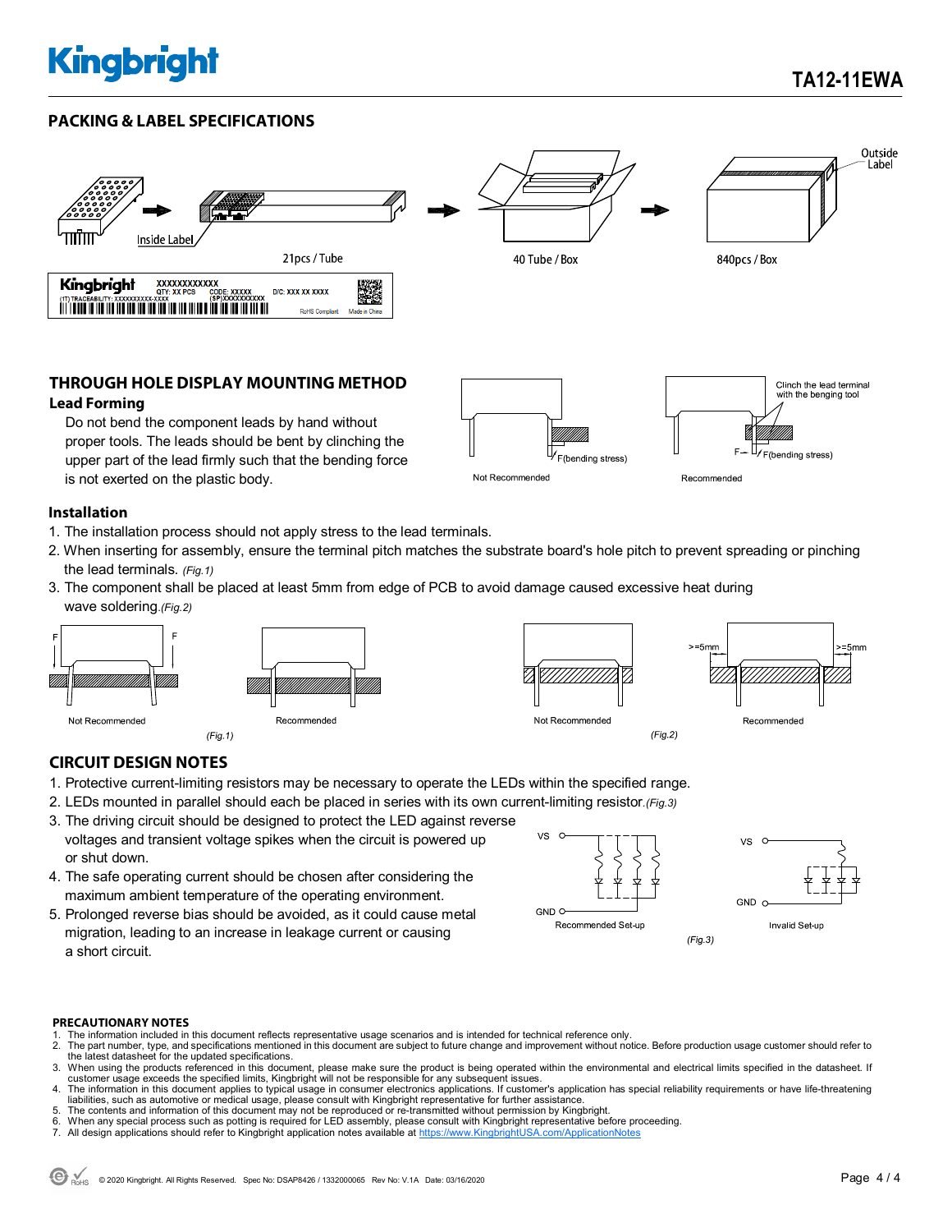## PACKING & LABEL SPECIFICATIONS

Inside Label

21pcs / Tube

40 Tube / Box

840pcs / Box

Outside Label

## THROUGH HOLE DISPLAY MOUNTING METHOD

### Lead Forming

Do not bend the component leads by hand without proper tools. The leads should be bent by clinching the upper part of the lead firmly such that the bending force is not exerted on the plastic body.

F(bending stress)

Not Recommended

Clinch the lead terminal with the benging tool

F(bending stress)

Recommended

### Installation

1. The installation process should not apply stress to the lead terminals.
2. When inserting for assembly, ensure the terminal pitch matches the substrate board's hole pitch to prevent spreading or pinching the lead terminals. *(Fig.1)*
3. The component shall be placed at least 5mm from edge of PCB to avoid damage caused excessive heat during wave soldering.*(Fig.2)*

Not Recommended

Recommended

*(Fig.1)*

Not Recommended

>=5mm

>=5mm

Recommended

*(Fig.2)*

## CIRCUIT DESIGN NOTES

1. Protective current-limiting resistors may be necessary to operate the LEDs within the specified range.
2. LEDs mounted in parallel should each be placed in series with its own current-limiting resistor.*(Fig.3)*
3. The driving circuit should be designed to protect the LED against reverse voltages and transient voltage spikes when the circuit is powered up or shut down.
4. The safe operating current should be chosen after considering the maximum ambient temperature of the operating environment.
5. Prolonged reverse bias should be avoided, as it could cause metal migration, leading to an increase in leakage current or causing a short circuit.

VS

GND

Recommended Set-up

VS

GND

Invalid Set-up

*(Fig.3)*

### PRECAUTIONARY NOTES

1. The information included in this document reflects representative usage scenarios and is intended for technical reference only.
2. The part number, type, and specifications mentioned in this document are subject to future change and improvement without notice. Before production usage customer should refer to the latest datasheet for the updated specifications.
3. When using the products referenced in this document, please make sure the product is being operated within the environmental and electrical limits specified in the datasheet. If customer usage exceeds the specified limits, Kingbright will not be responsible for any subsequent issues.
4. The information in this document applies to typical usage in consumer electronics applications. If customer's application has special reliability requirements or have life-threatening liabilities, such as automotive or medical usage, please consult with Kingbright representative for further assistance.
5. The contents and information of this document may not be reproduced or re-transmitted without permission by Kingbright.
6. When any special process such as potting is required for LED assembly, please consult with Kingbright representative before proceeding.
7. All design applications should refer to Kingbright application notes available at https://www.KingbrightUSA.com/ApplicationNotes

© 2020 Kingbright. All Rights Reserved. Spec No: DSAP8426 / 1332000065 Rev No: V.1A Date: 03/16/2020